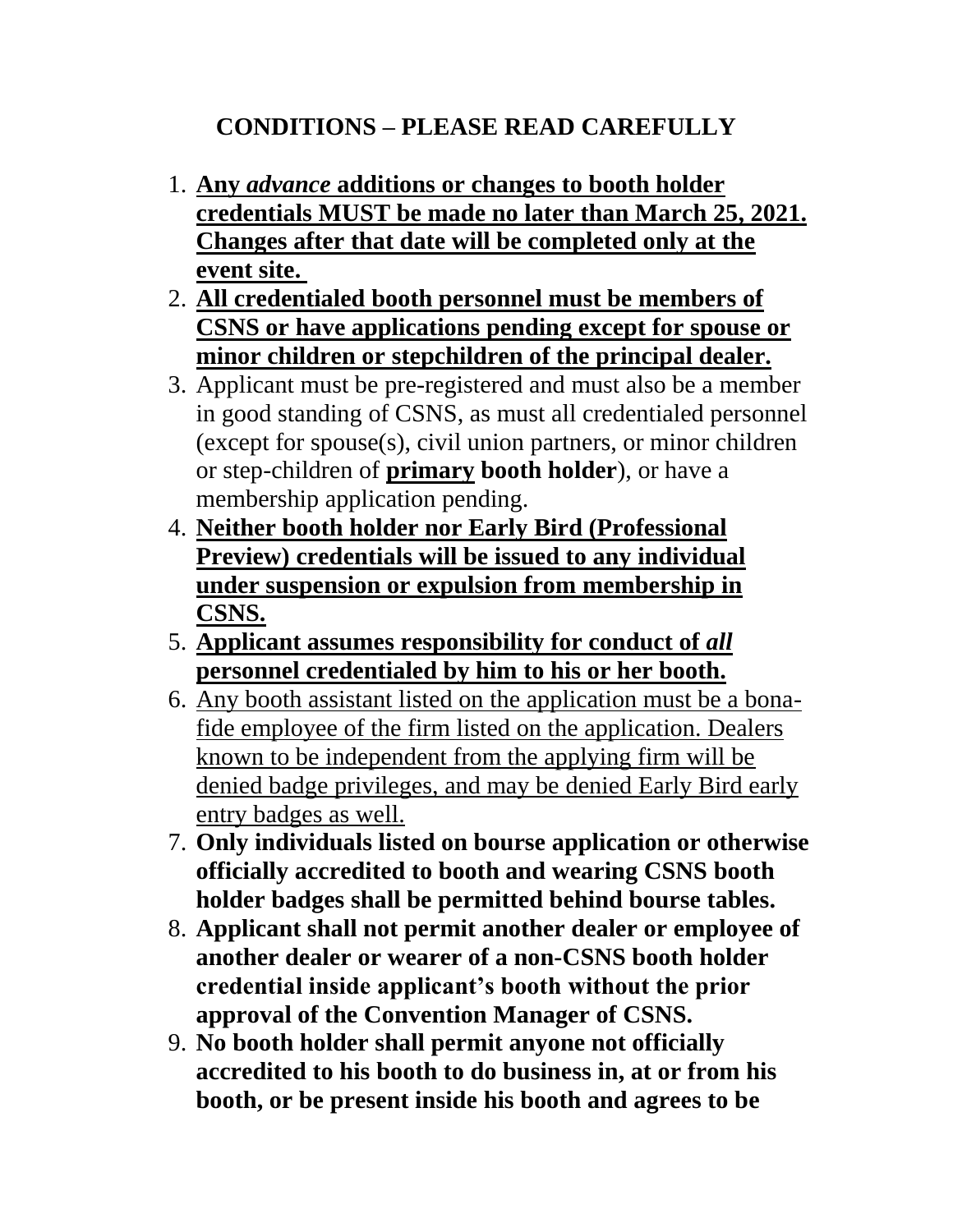## CONDITIONS – PLEASE READ CAREFULLY

1. <u>**Any *advance* additions or changes to booth holder credentials MUST be made no later than March 25, 2021. Changes after that date will be completed only at the event site.**</u>
2. <u>**All credentialed booth personnel must be members of CSNS or have applications pending except for spouse or minor children or stepchildren of the principal dealer.**</u>
3. Applicant must be pre-registered and must also be a member in good standing of CSNS, as must all credentialed personnel (except for spouse(s), civil union partners, or minor children or step-children of <u>**primary**</u> **booth holder**), or have a membership application pending.
4. <u>**Neither booth holder nor Early Bird (Professional Preview) credentials will be issued to any individual under suspension or expulsion from membership in CSNS.**</u>
5. <u>**Applicant assumes responsibility for conduct of *all* personnel credentialed by him to his or her booth.**</u>
6. <u>Any booth assistant listed on the application must be a bona-fide employee of the firm listed on the application. Dealers known to be independent from the applying firm will be denied badge privileges, and may be denied Early Bird early entry badges as well.</u>
7. **Only individuals listed on bourse application or otherwise officially accredited to booth and wearing CSNS booth holder badges shall be permitted behind bourse tables.**
8. **Applicant shall not permit another dealer or employee of another dealer or wearer of a non-CSNS booth holder credential inside applicant's booth without the prior approval of the Convention Manager of CSNS.**
9. **No booth holder shall permit anyone not officially accredited to his booth to do business in, at or from his booth, or be present inside his booth and agrees to be**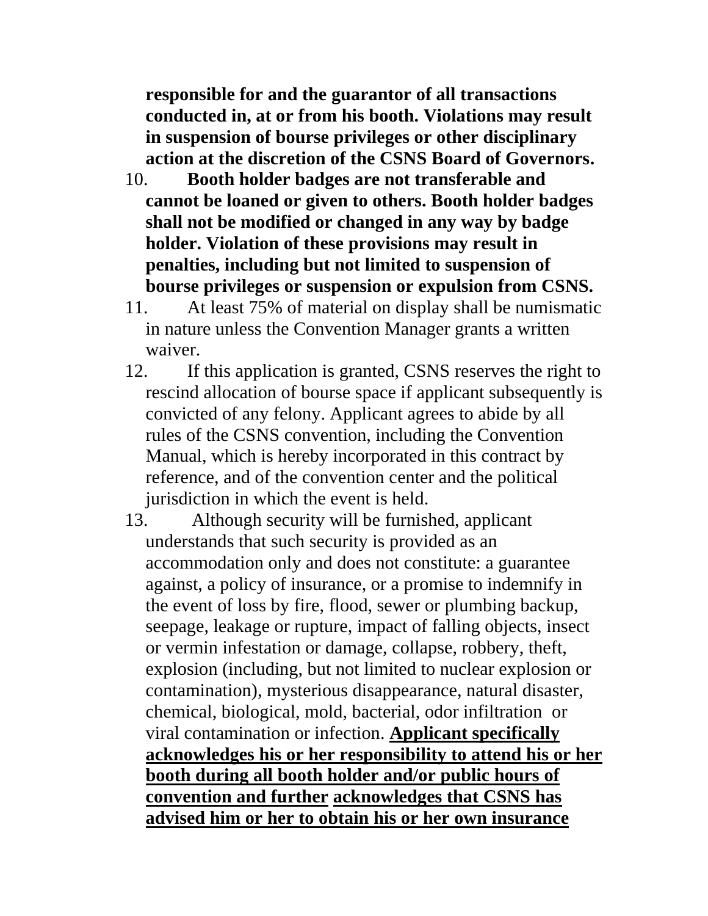**responsible for and the guarantor of all transactions conducted in, at or from his booth. Violations may result in suspension of bourse privileges or other disciplinary action at the discretion of the CSNS Board of Governors.**

10. **Booth holder badges are not transferable and cannot be loaned or given to others. Booth holder badges shall not be modified or changed in any way by badge holder. Violation of these provisions may result in penalties, including but not limited to suspension of bourse privileges or suspension or expulsion from CSNS.**
11. At least 75% of material on display shall be numismatic in nature unless the Convention Manager grants a written waiver.
12. If this application is granted, CSNS reserves the right to rescind allocation of bourse space if applicant subsequently is convicted of any felony. Applicant agrees to abide by all rules of the CSNS convention, including the Convention Manual, which is hereby incorporated in this contract by reference, and of the convention center and the political jurisdiction in which the event is held.
13. Although security will be furnished, applicant understands that such security is provided as an accommodation only and does not constitute: a guarantee against, a policy of insurance, or a promise to indemnify in the event of loss by fire, flood, sewer or plumbing backup, seepage, leakage or rupture, impact of falling objects, insect or vermin infestation or damage, collapse, robbery, theft, explosion (including, but not limited to nuclear explosion or contamination), mysterious disappearance, natural disaster, chemical, biological, mold, bacterial, odor infiltration or viral contamination or infection. **Applicant specifically acknowledges his or her responsibility to attend his or her booth during all booth holder and/or public hours of convention and further acknowledges that CSNS has advised him or her to obtain his or her own insurance**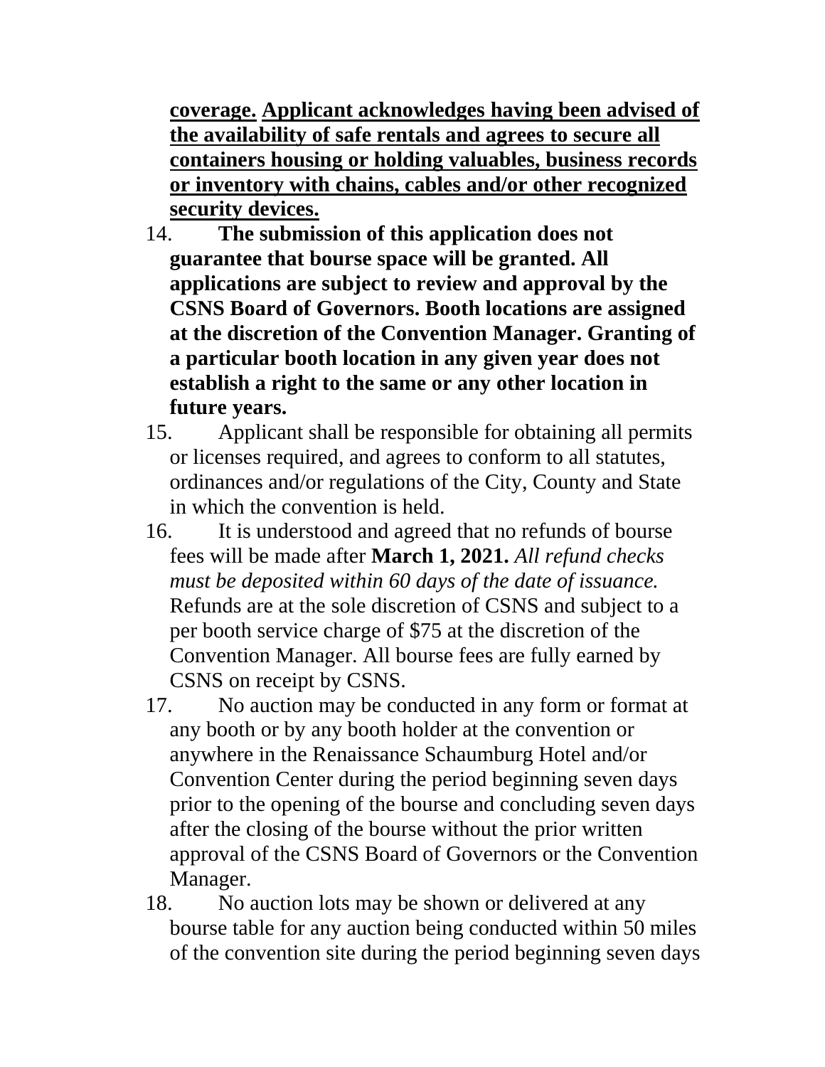**<u>coverage.</u>** **<u>Applicant acknowledges having been advised of the availability of safe rentals and agrees to secure all containers housing or holding valuables, business records or inventory with chains, cables and/or other recognized security devices.</u>**

14. **The submission of this application does not guarantee that bourse space will be granted. All applications are subject to review and approval by the CSNS Board of Governors. Booth locations are assigned at the discretion of the Convention Manager. Granting of a particular booth location in any given year does not establish a right to the same or any other location in future years.**
15. Applicant shall be responsible for obtaining all permits or licenses required, and agrees to conform to all statutes, ordinances and/or regulations of the City, County and State in which the convention is held.
16. It is understood and agreed that no refunds of bourse fees will be made after **March 1, 2021.** *All refund checks must be deposited within 60 days of the date of issuance.* Refunds are at the sole discretion of CSNS and subject to a per booth service charge of $75 at the discretion of the Convention Manager. All bourse fees are fully earned by CSNS on receipt by CSNS.
17. No auction may be conducted in any form or format at any booth or by any booth holder at the convention or anywhere in the Renaissance Schaumburg Hotel and/or Convention Center during the period beginning seven days prior to the opening of the bourse and concluding seven days after the closing of the bourse without the prior written approval of the CSNS Board of Governors or the Convention Manager.
18. No auction lots may be shown or delivered at any bourse table for any auction being conducted within 50 miles of the convention site during the period beginning seven days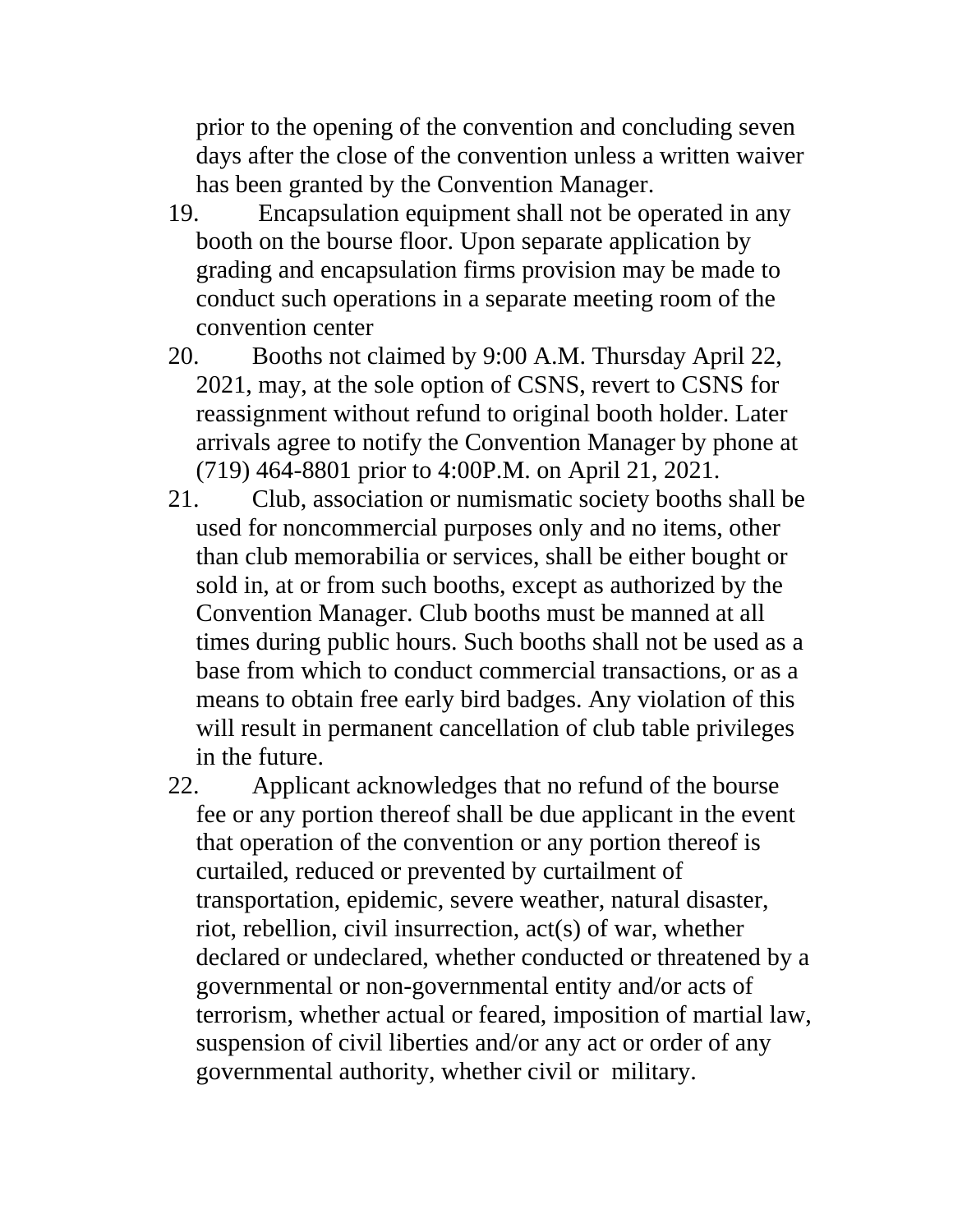prior to the opening of the convention and concluding seven days after the close of the convention unless a written waiver has been granted by the Convention Manager.

19. Encapsulation equipment shall not be operated in any booth on the bourse floor. Upon separate application by grading and encapsulation firms provision may be made to conduct such operations in a separate meeting room of the convention center

20. Booths not claimed by 9:00 A.M. Thursday April 22, 2021, may, at the sole option of CSNS, revert to CSNS for reassignment without refund to original booth holder. Later arrivals agree to notify the Convention Manager by phone at (719) 464-8801 prior to 4:00P.M. on April 21, 2021.

21. Club, association or numismatic society booths shall be used for noncommercial purposes only and no items, other than club memorabilia or services, shall be either bought or sold in, at or from such booths, except as authorized by the Convention Manager. Club booths must be manned at all times during public hours. Such booths shall not be used as a base from which to conduct commercial transactions, or as a means to obtain free early bird badges. Any violation of this will result in permanent cancellation of club table privileges in the future.

22. Applicant acknowledges that no refund of the bourse fee or any portion thereof shall be due applicant in the event that operation of the convention or any portion thereof is curtailed, reduced or prevented by curtailment of transportation, epidemic, severe weather, natural disaster, riot, rebellion, civil insurrection, act(s) of war, whether declared or undeclared, whether conducted or threatened by a governmental or non-governmental entity and/or acts of terrorism, whether actual or feared, imposition of martial law, suspension of civil liberties and/or any act or order of any governmental authority, whether civil or military.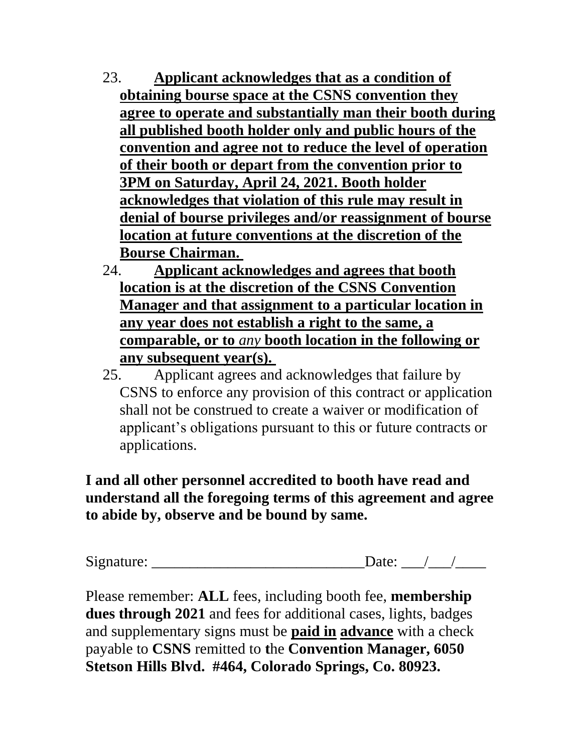23. **Applicant acknowledges that as a condition of obtaining bourse space at the CSNS convention they agree to operate and substantially man their booth during all published booth holder only and public hours of the convention and agree not to reduce the level of operation of their booth or depart from the convention prior to 3PM on Saturday, April 24, 2021. Booth holder acknowledges that violation of this rule may result in denial of bourse privileges and/or reassignment of bourse location at future conventions at the discretion of the Bourse Chairman.**
24. **Applicant acknowledges and agrees that booth location is at the discretion of the CSNS Convention Manager and that assignment to a particular location in any year does not establish a right to the same, a comparable, or to *any* booth location in the following or any subsequent year(s).**
25. Applicant agrees and acknowledges that failure by CSNS to enforce any provision of this contract or application shall not be construed to create a waiver or modification of applicant's obligations pursuant to this or future contracts or applications.

**I and all other personnel accredited to booth have read and understand all the foregoing terms of this agreement and agree to abide by, observe and be bound by same.**

Signature: ____________________________Date: ___/___/____

Please remember: **ALL** fees, including booth fee, **membership dues through 2021** and fees for additional cases, lights, badges and supplementary signs must be **paid in advance** with a check payable to **CSNS** remitted to the **Convention Manager, 6050 Stetson Hills Blvd. #464, Colorado Springs, Co. 80923.**